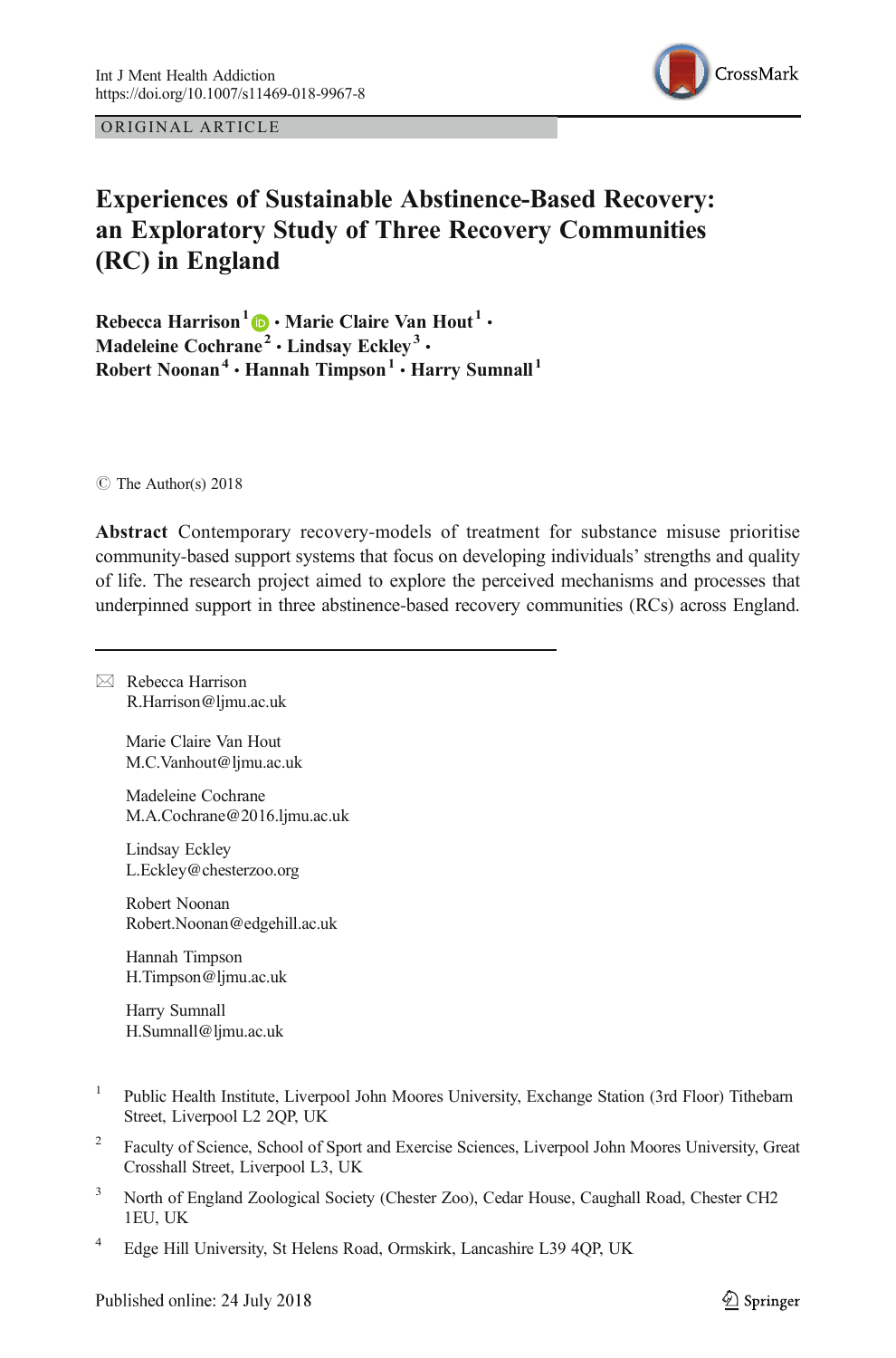ORIGINAL ARTICLE

# Experiences of Sustainable Abstinence-Based Recovery: an Exploratory Study of Three Recovery Communities (RC) in England

**Rebecca Harrison**[1] · **Marie Claire Van Hout**[1] · **Madeleine Cochrane**[2] · **Lindsay Eckley**[3] · **Robert Noonan**[4] · **Hannah Timpson**[1] · **Harry Sumnall**[1]

© The Author(s) 2018

**Abstract** Contemporary recovery-models of treatment for substance misuse prioritise community-based support systems that focus on developing individuals' strengths and quality of life. The research project aimed to explore the perceived mechanisms and processes that underpinned support in three abstinence-based recovery communities (RCs) across England.

---

✉ Rebecca Harrison
R.Harrison@ljmu.ac.uk

Marie Claire Van Hout
M.C.Vanhout@ljmu.ac.uk

Madeleine Cochrane
M.A.Cochrane@2016.ljmu.ac.uk

Lindsay Eckley
L.Eckley@chesterzoo.org

Robert Noonan
Robert.Noonan@edgehill.ac.uk

Hannah Timpson
H.Timpson@ljmu.ac.uk

Harry Sumnall
H.Sumnall@ljmu.ac.uk

[1] Public Health Institute, Liverpool John Moores University, Exchange Station (3rd Floor) Tithebarn Street, Liverpool L2 2QP, UK

[2] Faculty of Science, School of Sport and Exercise Sciences, Liverpool John Moores University, Great Crosshall Street, Liverpool L3, UK

[3] North of England Zoological Society (Chester Zoo), Cedar House, Caughall Road, Chester CH2 1EU, UK

[4] Edge Hill University, St Helens Road, Ormskirk, Lancashire L39 4QP, UK

Published online: 24 July 2018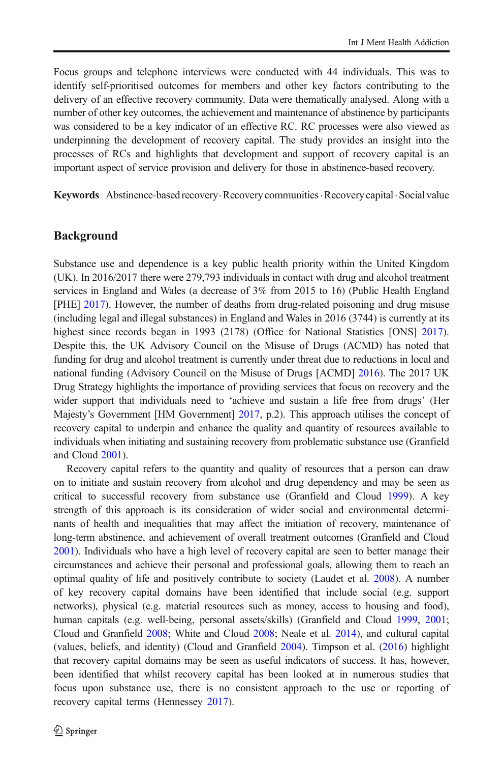Focus groups and telephone interviews were conducted with 44 individuals. This was to identify self-prioritised outcomes for members and other key factors contributing to the delivery of an effective recovery community. Data were thematically analysed. Along with a number of other key outcomes, the achievement and maintenance of abstinence by participants was considered to be a key indicator of an effective RC. RC processes were also viewed as underpinning the development of recovery capital. The study provides an insight into the processes of RCs and highlights that development and support of recovery capital is an important aspect of service provision and delivery for those in abstinence-based recovery.

**Keywords** Abstinence-based recovery · Recovery communities · Recovery capital · Social value

## Background

Substance use and dependence is a key public health priority within the United Kingdom (UK). In 2016/2017 there were 279,793 individuals in contact with drug and alcohol treatment services in England and Wales (a decrease of 3% from 2015 to 16) (Public Health England [PHE] 2017). However, the number of deaths from drug-related poisoning and drug misuse (including legal and illegal substances) in England and Wales in 2016 (3744) is currently at its highest since records began in 1993 (2178) (Office for National Statistics [ONS] 2017). Despite this, the UK Advisory Council on the Misuse of Drugs (ACMD) has noted that funding for drug and alcohol treatment is currently under threat due to reductions in local and national funding (Advisory Council on the Misuse of Drugs [ACMD] 2016). The 2017 UK Drug Strategy highlights the importance of providing services that focus on recovery and the wider support that individuals need to 'achieve and sustain a life free from drugs' (Her Majesty's Government [HM Government] 2017, p.2). This approach utilises the concept of recovery capital to underpin and enhance the quality and quantity of resources available to individuals when initiating and sustaining recovery from problematic substance use (Granfield and Cloud 2001).

Recovery capital refers to the quantity and quality of resources that a person can draw on to initiate and sustain recovery from alcohol and drug dependency and may be seen as critical to successful recovery from substance use (Granfield and Cloud 1999). A key strength of this approach is its consideration of wider social and environmental determinants of health and inequalities that may affect the initiation of recovery, maintenance of long-term abstinence, and achievement of overall treatment outcomes (Granfield and Cloud 2001). Individuals who have a high level of recovery capital are seen to better manage their circumstances and achieve their personal and professional goals, allowing them to reach an optimal quality of life and positively contribute to society (Laudet et al. 2008). A number of key recovery capital domains have been identified that include social (e.g. support networks), physical (e.g. material resources such as money, access to housing and food), human capitals (e.g. well-being, personal assets/skills) (Granfield and Cloud 1999, 2001; Cloud and Granfield 2008; White and Cloud 2008; Neale et al. 2014), and cultural capital (values, beliefs, and identity) (Cloud and Granfield 2004). Timpson et al. (2016) highlight that recovery capital domains may be seen as useful indicators of success. It has, however, been identified that whilst recovery capital has been looked at in numerous studies that focus upon substance use, there is no consistent approach to the use or reporting of recovery capital terms (Hennessey 2017).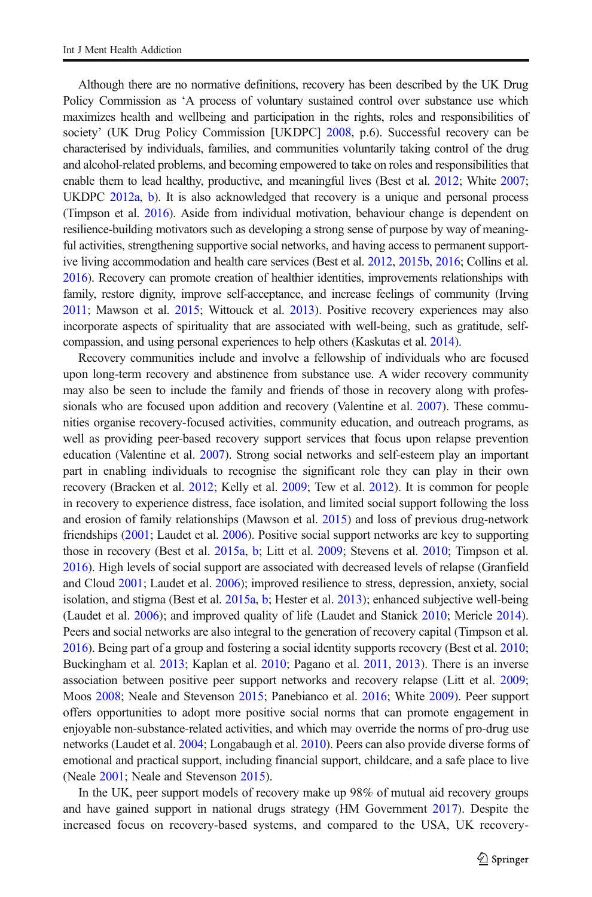Although there are no normative definitions, recovery has been described by the UK Drug Policy Commission as 'A process of voluntary sustained control over substance use which maximizes health and wellbeing and participation in the rights, roles and responsibilities of society' (UK Drug Policy Commission [UKDPC] 2008, p.6). Successful recovery can be characterised by individuals, families, and communities voluntarily taking control of the drug and alcohol-related problems, and becoming empowered to take on roles and responsibilities that enable them to lead healthy, productive, and meaningful lives (Best et al. 2012; White 2007; UKDPC 2012a, b). It is also acknowledged that recovery is a unique and personal process (Timpson et al. 2016). Aside from individual motivation, behaviour change is dependent on resilience-building motivators such as developing a strong sense of purpose by way of meaningful activities, strengthening supportive social networks, and having access to permanent supportive living accommodation and health care services (Best et al. 2012, 2015b, 2016; Collins et al. 2016). Recovery can promote creation of healthier identities, improvements relationships with family, restore dignity, improve self-acceptance, and increase feelings of community (Irving 2011; Mawson et al. 2015; Wittouck et al. 2013). Positive recovery experiences may also incorporate aspects of spirituality that are associated with well-being, such as gratitude, self-compassion, and using personal experiences to help others (Kaskutas et al. 2014).

Recovery communities include and involve a fellowship of individuals who are focused upon long-term recovery and abstinence from substance use. A wider recovery community may also be seen to include the family and friends of those in recovery along with professionals who are focused upon addition and recovery (Valentine et al. 2007). These communities organise recovery-focused activities, community education, and outreach programs, as well as providing peer-based recovery support services that focus upon relapse prevention education (Valentine et al. 2007). Strong social networks and self-esteem play an important part in enabling individuals to recognise the significant role they can play in their own recovery (Bracken et al. 2012; Kelly et al. 2009; Tew et al. 2012). It is common for people in recovery to experience distress, face isolation, and limited social support following the loss and erosion of family relationships (Mawson et al. 2015) and loss of previous drug-network friendships (2001; Laudet et al. 2006). Positive social support networks are key to supporting those in recovery (Best et al. 2015a, b; Litt et al. 2009; Stevens et al. 2010; Timpson et al. 2016). High levels of social support are associated with decreased levels of relapse (Granfield and Cloud 2001; Laudet et al. 2006); improved resilience to stress, depression, anxiety, social isolation, and stigma (Best et al. 2015a, b; Hester et al. 2013); enhanced subjective well-being (Laudet et al. 2006); and improved quality of life (Laudet and Stanick 2010; Mericle 2014). Peers and social networks are also integral to the generation of recovery capital (Timpson et al. 2016). Being part of a group and fostering a social identity supports recovery (Best et al. 2010; Buckingham et al. 2013; Kaplan et al. 2010; Pagano et al. 2011, 2013). There is an inverse association between positive peer support networks and recovery relapse (Litt et al. 2009; Moos 2008; Neale and Stevenson 2015; Panebianco et al. 2016; White 2009). Peer support offers opportunities to adopt more positive social norms that can promote engagement in enjoyable non-substance-related activities, and which may override the norms of pro-drug use networks (Laudet et al. 2004; Longabaugh et al. 2010). Peers can also provide diverse forms of emotional and practical support, including financial support, childcare, and a safe place to live (Neale 2001; Neale and Stevenson 2015).

In the UK, peer support models of recovery make up 98% of mutual aid recovery groups and have gained support in national drugs strategy (HM Government 2017). Despite the increased focus on recovery-based systems, and compared to the USA, UK recovery-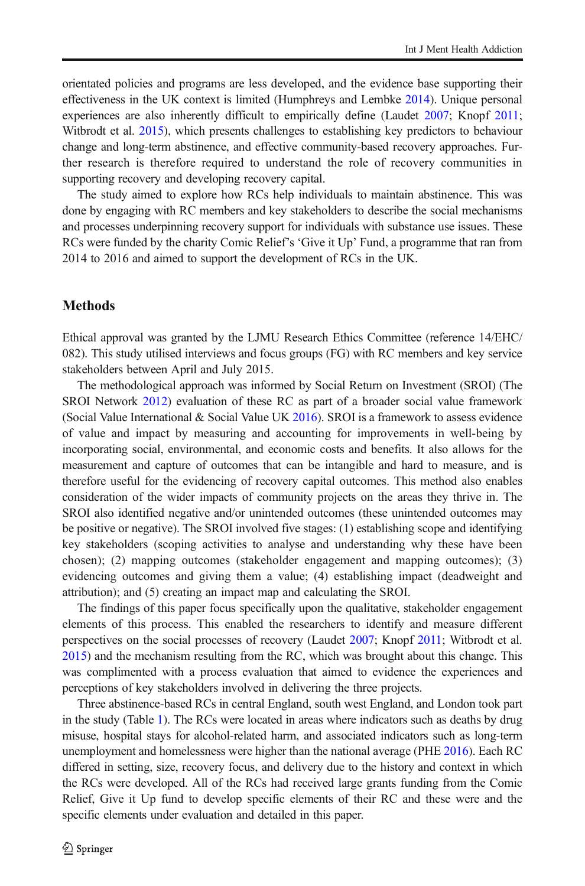orientated policies and programs are less developed, and the evidence base supporting their effectiveness in the UK context is limited (Humphreys and Lembke 2014). Unique personal experiences are also inherently difficult to empirically define (Laudet 2007; Knopf 2011; Witbrodt et al. 2015), which presents challenges to establishing key predictors to behaviour change and long-term abstinence, and effective community-based recovery approaches. Further research is therefore required to understand the role of recovery communities in supporting recovery and developing recovery capital.

The study aimed to explore how RCs help individuals to maintain abstinence. This was done by engaging with RC members and key stakeholders to describe the social mechanisms and processes underpinning recovery support for individuals with substance use issues. These RCs were funded by the charity Comic Relief's 'Give it Up' Fund, a programme that ran from 2014 to 2016 and aimed to support the development of RCs in the UK.

## Methods

Ethical approval was granted by the LJMU Research Ethics Committee (reference 14/EHC/082). This study utilised interviews and focus groups (FG) with RC members and key service stakeholders between April and July 2015.

The methodological approach was informed by Social Return on Investment (SROI) (The SROI Network 2012) evaluation of these RC as part of a broader social value framework (Social Value International & Social Value UK 2016). SROI is a framework to assess evidence of value and impact by measuring and accounting for improvements in well-being by incorporating social, environmental, and economic costs and benefits. It also allows for the measurement and capture of outcomes that can be intangible and hard to measure, and is therefore useful for the evidencing of recovery capital outcomes. This method also enables consideration of the wider impacts of community projects on the areas they thrive in. The SROI also identified negative and/or unintended outcomes (these unintended outcomes may be positive or negative). The SROI involved five stages: (1) establishing scope and identifying key stakeholders (scoping activities to analyse and understanding why these have been chosen); (2) mapping outcomes (stakeholder engagement and mapping outcomes); (3) evidencing outcomes and giving them a value; (4) establishing impact (deadweight and attribution); and (5) creating an impact map and calculating the SROI.

The findings of this paper focus specifically upon the qualitative, stakeholder engagement elements of this process. This enabled the researchers to identify and measure different perspectives on the social processes of recovery (Laudet 2007; Knopf 2011; Witbrodt et al. 2015) and the mechanism resulting from the RC, which was brought about this change. This was complimented with a process evaluation that aimed to evidence the experiences and perceptions of key stakeholders involved in delivering the three projects.

Three abstinence-based RCs in central England, south west England, and London took part in the study (Table 1). The RCs were located in areas where indicators such as deaths by drug misuse, hospital stays for alcohol-related harm, and associated indicators such as long-term unemployment and homelessness were higher than the national average (PHE 2016). Each RC differed in setting, size, recovery focus, and delivery due to the history and context in which the RCs were developed. All of the RCs had received large grants funding from the Comic Relief, Give it Up fund to develop specific elements of their RC and these were and the specific elements under evaluation and detailed in this paper.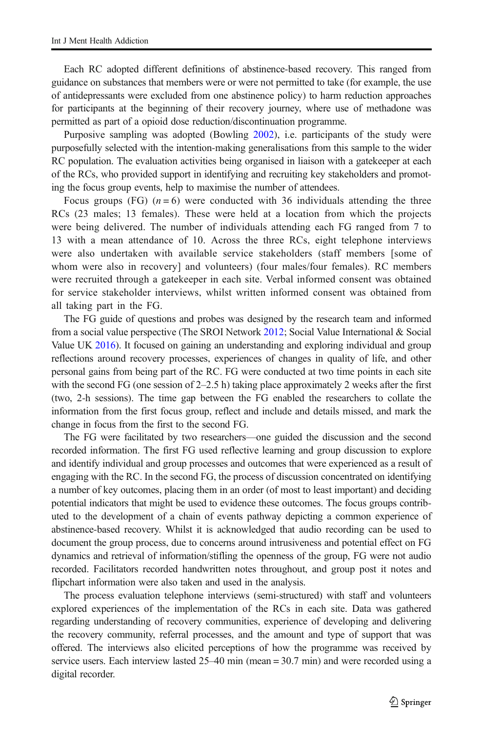Each RC adopted different definitions of abstinence-based recovery. This ranged from guidance on substances that members were or were not permitted to take (for example, the use of antidepressants were excluded from one abstinence policy) to harm reduction approaches for participants at the beginning of their recovery journey, where use of methadone was permitted as part of a opioid dose reduction/discontinuation programme.

Purposive sampling was adopted (Bowling 2002), i.e. participants of the study were purposefully selected with the intention-making generalisations from this sample to the wider RC population. The evaluation activities being organised in liaison with a gatekeeper at each of the RCs, who provided support in identifying and recruiting key stakeholders and promoting the focus group events, help to maximise the number of attendees.

Focus groups (FG) ($n = 6$) were conducted with 36 individuals attending the three RCs (23 males; 13 females). These were held at a location from which the projects were being delivered. The number of individuals attending each FG ranged from 7 to 13 with a mean attendance of 10. Across the three RCs, eight telephone interviews were also undertaken with available service stakeholders (staff members [some of whom were also in recovery] and volunteers) (four males/four females). RC members were recruited through a gatekeeper in each site. Verbal informed consent was obtained for service stakeholder interviews, whilst written informed consent was obtained from all taking part in the FG.

The FG guide of questions and probes was designed by the research team and informed from a social value perspective (The SROI Network 2012; Social Value International & Social Value UK 2016). It focused on gaining an understanding and exploring individual and group reflections around recovery processes, experiences of changes in quality of life, and other personal gains from being part of the RC. FG were conducted at two time points in each site with the second FG (one session of 2–2.5 h) taking place approximately 2 weeks after the first (two, 2-h sessions). The time gap between the FG enabled the researchers to collate the information from the first focus group, reflect and include and details missed, and mark the change in focus from the first to the second FG.

The FG were facilitated by two researchers—one guided the discussion and the second recorded information. The first FG used reflective learning and group discussion to explore and identify individual and group processes and outcomes that were experienced as a result of engaging with the RC. In the second FG, the process of discussion concentrated on identifying a number of key outcomes, placing them in an order (of most to least important) and deciding potential indicators that might be used to evidence these outcomes. The focus groups contributed to the development of a chain of events pathway depicting a common experience of abstinence-based recovery. Whilst it is acknowledged that audio recording can be used to document the group process, due to concerns around intrusiveness and potential effect on FG dynamics and retrieval of information/stifling the openness of the group, FG were not audio recorded. Facilitators recorded handwritten notes throughout, and group post it notes and flipchart information were also taken and used in the analysis.

The process evaluation telephone interviews (semi-structured) with staff and volunteers explored experiences of the implementation of the RCs in each site. Data was gathered regarding understanding of recovery communities, experience of developing and delivering the recovery community, referral processes, and the amount and type of support that was offered. The interviews also elicited perceptions of how the programme was received by service users. Each interview lasted 25–40 min (mean = 30.7 min) and were recorded using a digital recorder.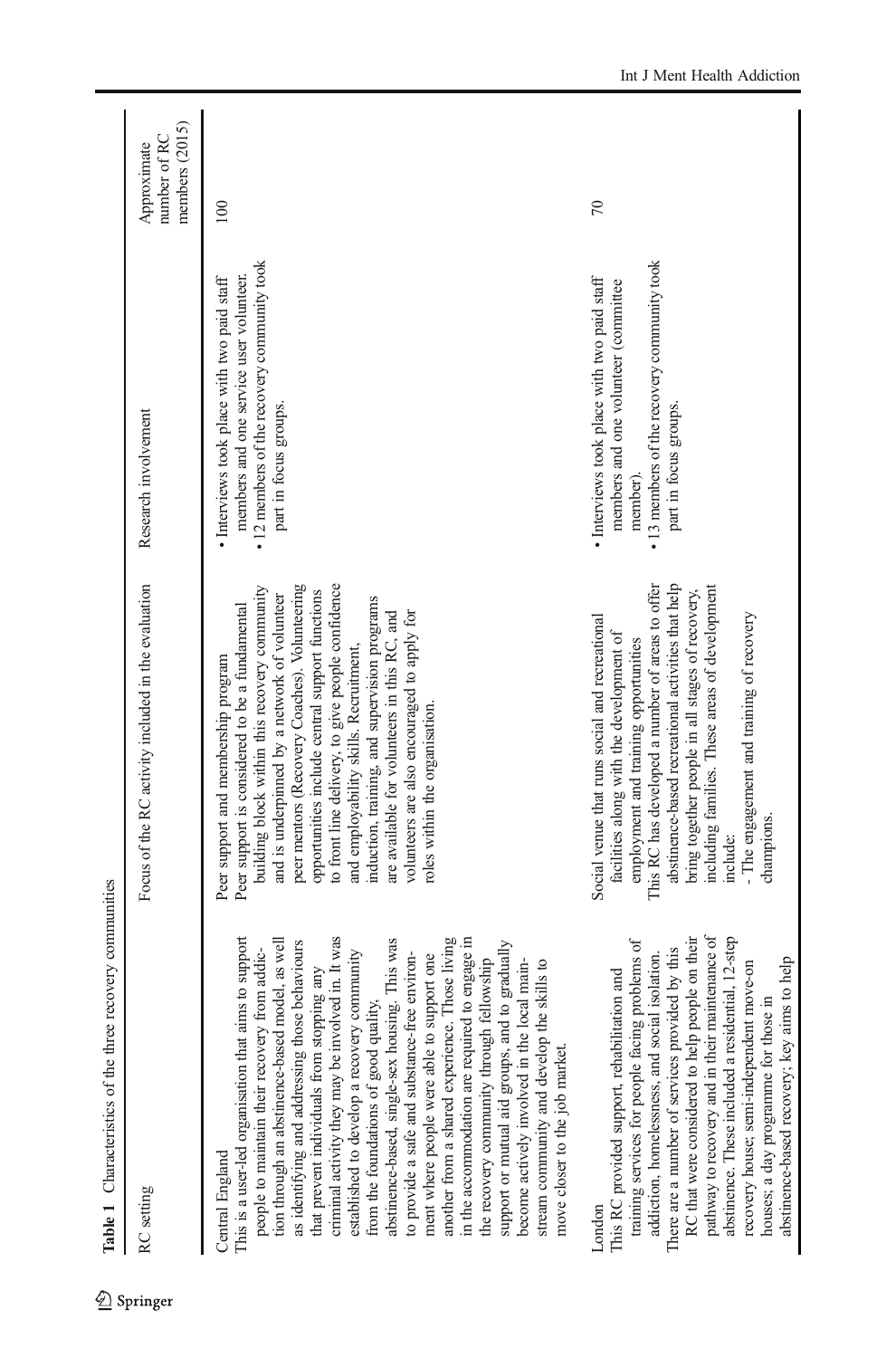**Table 1** Characteristics of the three recovery communities

| RC setting | Focus of the RC activity included in the evaluation | Research involvement | Approximate number of RC members (2015) |
|---|---|---|---|
| Central England<br>This is a user-led organisation that aims to support people to maintain their recovery from addiction through an abstinence-based model, as well as identifying and addressing those behaviours that prevent individuals from stopping any criminal activity they may be involved in. It was established to develop a recovery community from the foundations of good quality, abstinence-based, single-sex housing. This was to provide a safe and substance-free environment where people were able to support one another from a shared experience. Those living in the accommodation are required to engage in the recovery community through fellowship support or mutual aid groups, and to gradually become actively involved in the local mainstream community and develop the skills to move closer to the job market. | Peer support and membership program<br>Peer support is considered to be a fundamental building block within this recovery community and is underpinned by a network of volunteer peer mentors (Recovery Coaches). Volunteering opportunities include central support functions to front line delivery, to give people confidence and employability skills. Recruitment, induction, training, and supervision programs are available for volunteers in this RC, and volunteers are also encouraged to apply for roles within the organisation. | • Interviews took place with two paid staff members and one service user volunteer.<br>• 12 members of the recovery community took part in focus groups. | 100 |
| London<br>This RC provided support, rehabilitation and training services for people facing problems of addiction, homelessness, and social isolation. There are a number of services provided by this RC that were considered to help people on their pathway to recovery and in their maintenance of abstinence. These included a residential, 12-step recovery house; semi-independent move-on houses; a day programme for those in abstinence-based recovery; key aims to help | Social venue that runs social and recreational facilities along with the development of employment and training opportunities<br>This RC has developed a number of areas to offer abstinence-based recreational activities that help bring together people in all stages of recovery, including families. These areas of development include:<br>- The engagement and training of recovery champions. | • Interviews took place with two paid staff members and one volunteer (committee member).<br>• 13 members of the recovery community took part in focus groups. | 70 |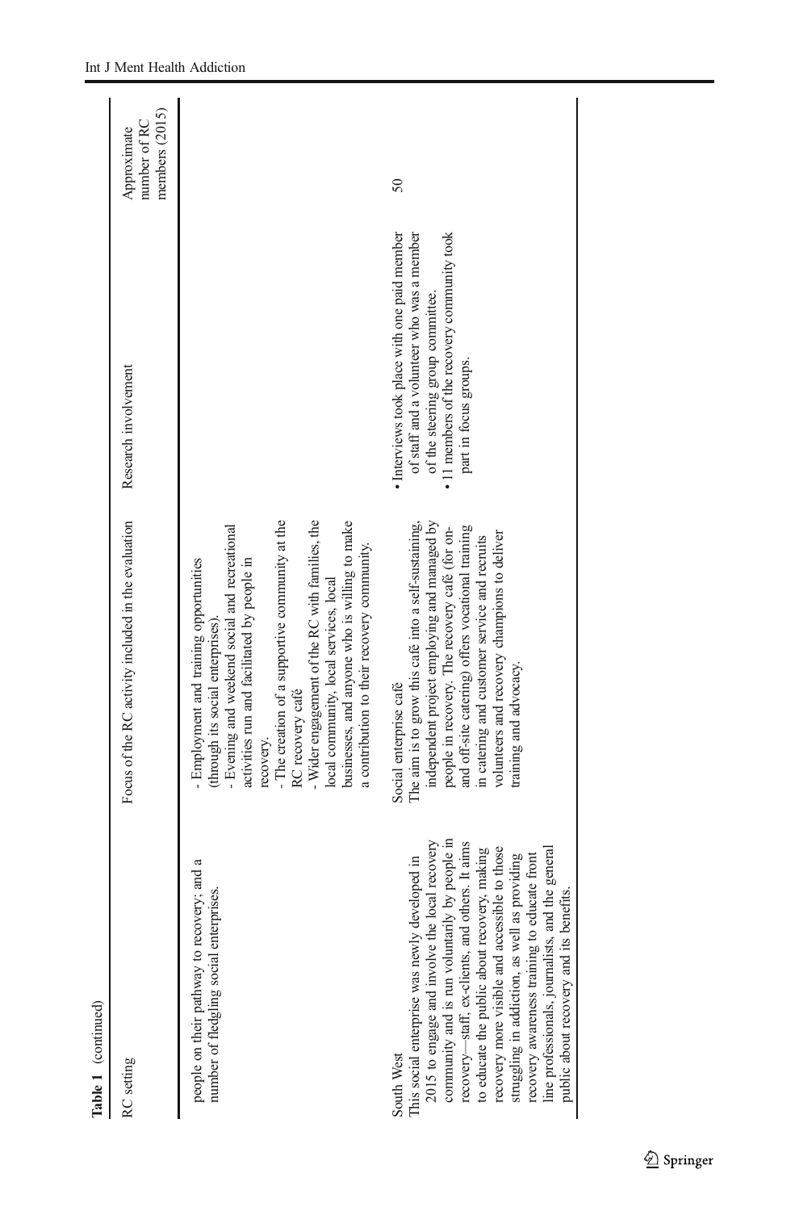Table 1 (continued)

| RC setting | Focus of the RC activity included in the evaluation | Research involvement | Approximate number of RC members (2015) |
|---|---|---|---|
| people on their pathway to recovery; and a number of fledgling social enterprises. | - Employment and training opportunities (through its social enterprises).<br>- Evening and weekend social and recreational activities run and facilitated by people in recovery.<br>- The creation of a supportive community at the RC recovery café<br>- Wider engagement of the RC with families, the local community, local services, local businesses, and anyone who is willing to make a contribution to their recovery community. | | |
| South West<br>This social enterprise was newly developed in 2015 to engage and involve the local recovery community and is run voluntarily by people in recovery—staff, ex-clients, and others. It aims to educate the public about recovery, making recovery more visible and accessible to those struggling in addiction, as well as providing recovery awareness training to educate front line professionals, journalists, and the general public about recovery and its benefits. | Social enterprise café<br>The aim is to grow this café into a self-sustaining, independent project employing and managed by people in recovery. The recovery café (for on- and off-site catering) offers vocational training in catering and customer service and recruits volunteers and recovery champions to deliver training and advocacy. | • Interviews took place with one paid member of staff and a volunteer who was a member of the steering group committee.<br>• 11 members of the recovery community took part in focus groups. | 50 |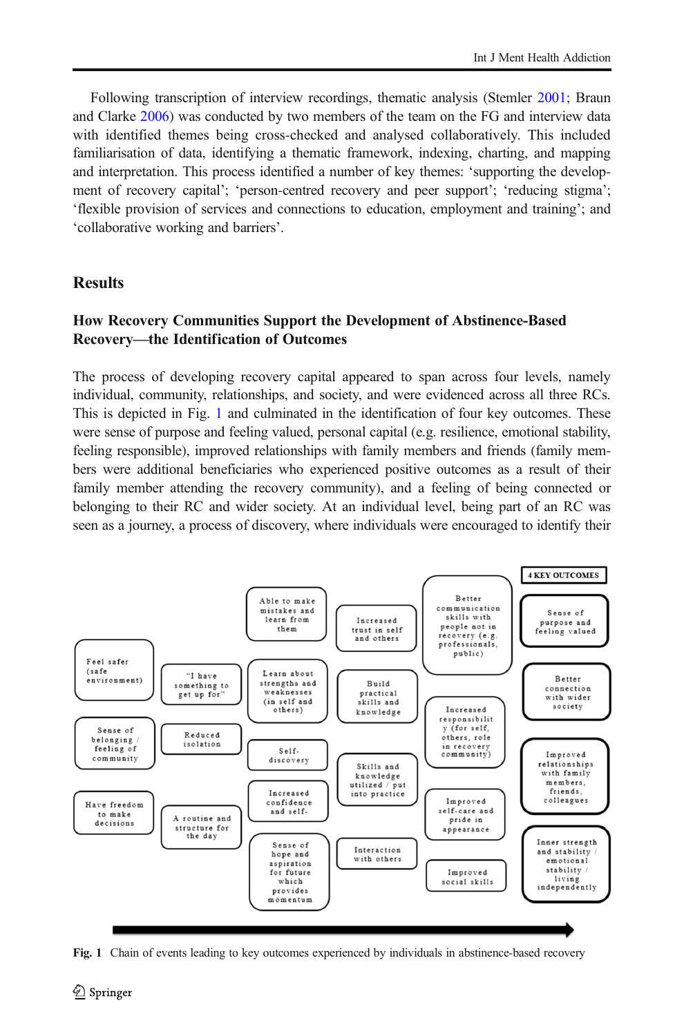Following transcription of interview recordings, thematic analysis (Stemler 2001; Braun and Clarke 2006) was conducted by two members of the team on the FG and interview data with identified themes being cross-checked and analysed collaboratively. This included familiarisation of data, identifying a thematic framework, indexing, charting, and mapping and interpretation. This process identified a number of key themes: 'supporting the development of recovery capital'; 'person-centred recovery and peer support'; 'reducing stigma'; 'flexible provision of services and connections to education, employment and training'; and 'collaborative working and barriers'.

## Results

### How Recovery Communities Support the Development of Abstinence-Based Recovery—the Identification of Outcomes

The process of developing recovery capital appeared to span across four levels, namely individual, community, relationships, and society, and were evidenced across all three RCs. This is depicted in Fig. 1 and culminated in the identification of four key outcomes. These were sense of purpose and feeling valued, personal capital (e.g. resilience, emotional stability, feeling responsible), improved relationships with family members and friends (family members were additional beneficiaries who experienced positive outcomes as a result of their family member attending the recovery community), and a feeling of being connected or belonging to their RC and wider society. At an individual level, being part of an RC was seen as a journey, a process of discovery, where individuals were encouraged to identify their

Feel safer (safe environment) | Sense of belonging / feeling of community | Have freedom to make decisions

"I have something to get up for" | Reduced isolation | A routine and structure for the day

Able to make mistakes and learn from them | Learn about strengths and weaknesses (in self and others) | Self-discovery | Increased confidence and self- | Sense of hope and aspiration for future which provides momentum

Increased trust in self and others | Build practical skills and knowledge | Skills and knowledge utilized / put into practice | Interaction with others

Better communication skills with people not in recovery (e.g. professionals, public) | Increased responsibility (for self, others, role in recovery community) | Improved self-care and pride in appearance | Improved social skills

4 KEY OUTCOMES: Sense of purpose and feeling valued | Better connection with wider society | Improved relationships with family members, friends, colleagues | Inner strength and stability / emotional stability / living independently

Fig. 1 Chain of events leading to key outcomes experienced by individuals in abstinence-based recovery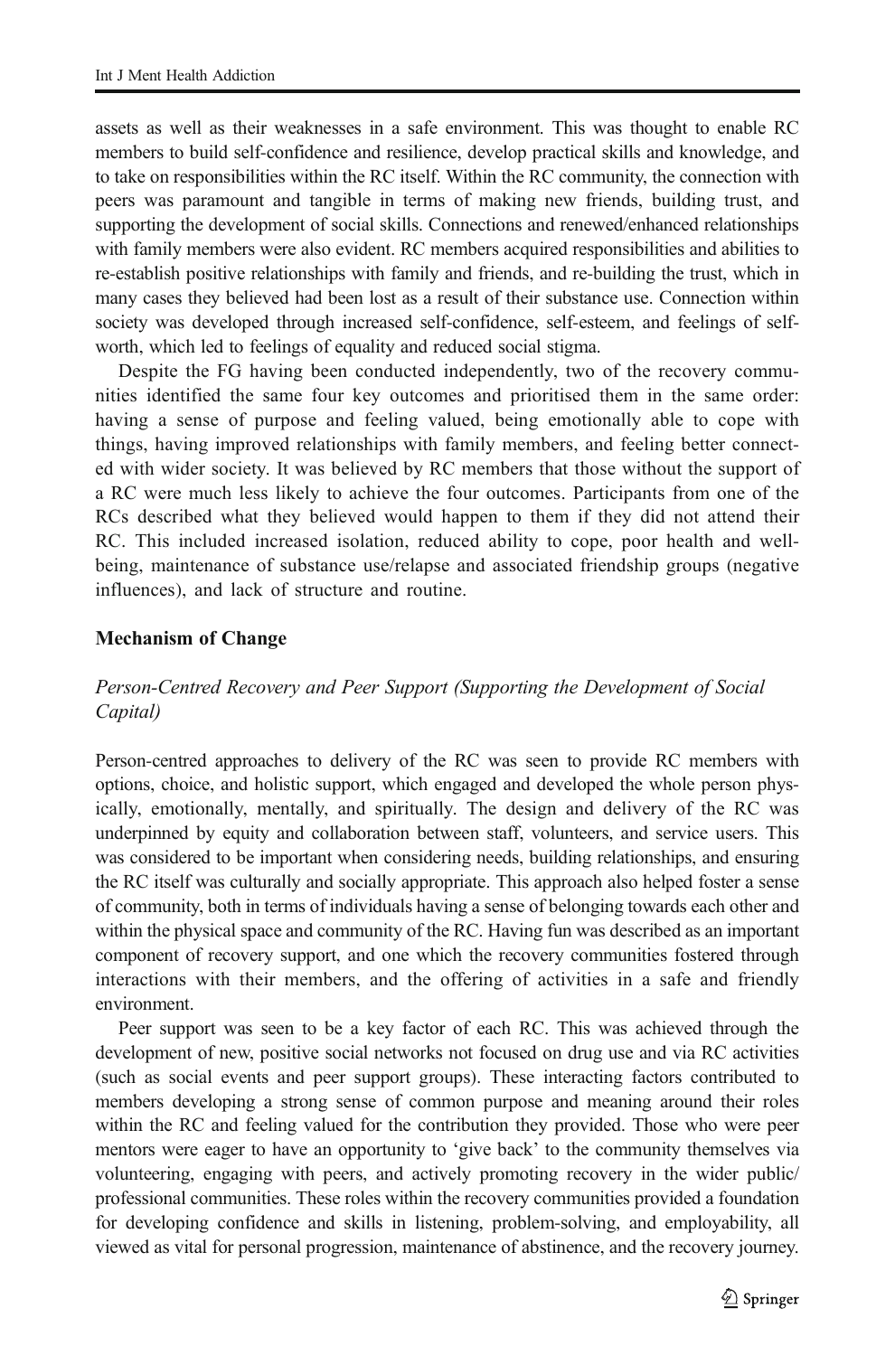assets as well as their weaknesses in a safe environment. This was thought to enable RC members to build self-confidence and resilience, develop practical skills and knowledge, and to take on responsibilities within the RC itself. Within the RC community, the connection with peers was paramount and tangible in terms of making new friends, building trust, and supporting the development of social skills. Connections and renewed/enhanced relationships with family members were also evident. RC members acquired responsibilities and abilities to re-establish positive relationships with family and friends, and re-building the trust, which in many cases they believed had been lost as a result of their substance use. Connection within society was developed through increased self-confidence, self-esteem, and feelings of self-worth, which led to feelings of equality and reduced social stigma.

Despite the FG having been conducted independently, two of the recovery communities identified the same four key outcomes and prioritised them in the same order: having a sense of purpose and feeling valued, being emotionally able to cope with things, having improved relationships with family members, and feeling better connected with wider society. It was believed by RC members that those without the support of a RC were much less likely to achieve the four outcomes. Participants from one of the RCs described what they believed would happen to them if they did not attend their RC. This included increased isolation, reduced ability to cope, poor health and well-being, maintenance of substance use/relapse and associated friendship groups (negative influences), and lack of structure and routine.

### Mechanism of Change

#### *Person-Centred Recovery and Peer Support (Supporting the Development of Social Capital)*

Person-centred approaches to delivery of the RC was seen to provide RC members with options, choice, and holistic support, which engaged and developed the whole person physically, emotionally, mentally, and spiritually. The design and delivery of the RC was underpinned by equity and collaboration between staff, volunteers, and service users. This was considered to be important when considering needs, building relationships, and ensuring the RC itself was culturally and socially appropriate. This approach also helped foster a sense of community, both in terms of individuals having a sense of belonging towards each other and within the physical space and community of the RC. Having fun was described as an important component of recovery support, and one which the recovery communities fostered through interactions with their members, and the offering of activities in a safe and friendly environment.

Peer support was seen to be a key factor of each RC. This was achieved through the development of new, positive social networks not focused on drug use and via RC activities (such as social events and peer support groups). These interacting factors contributed to members developing a strong sense of common purpose and meaning around their roles within the RC and feeling valued for the contribution they provided. Those who were peer mentors were eager to have an opportunity to 'give back' to the community themselves via volunteering, engaging with peers, and actively promoting recovery in the wider public/professional communities. These roles within the recovery communities provided a foundation for developing confidence and skills in listening, problem-solving, and employability, all viewed as vital for personal progression, maintenance of abstinence, and the recovery journey.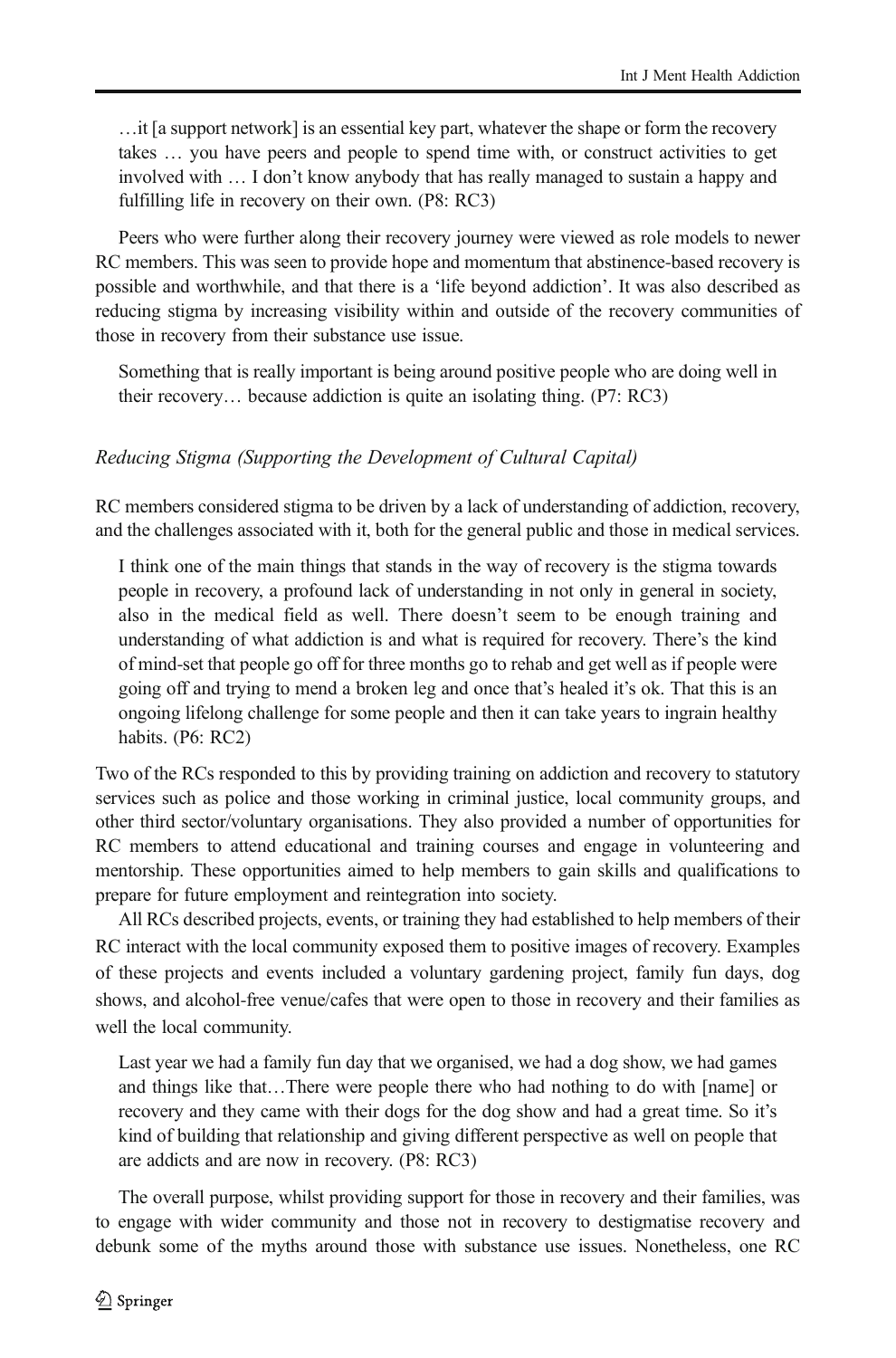> …it [a support network] is an essential key part, whatever the shape or form the recovery takes … you have peers and people to spend time with, or construct activities to get involved with … I don't know anybody that has really managed to sustain a happy and fulfilling life in recovery on their own. (P8: RC3)

Peers who were further along their recovery journey were viewed as role models to newer RC members. This was seen to provide hope and momentum that abstinence-based recovery is possible and worthwhile, and that there is a 'life beyond addiction'. It was also described as reducing stigma by increasing visibility within and outside of the recovery communities of those in recovery from their substance use issue.

> Something that is really important is being around positive people who are doing well in their recovery… because addiction is quite an isolating thing. (P7: RC3)

*Reducing Stigma (Supporting the Development of Cultural Capital)*

RC members considered stigma to be driven by a lack of understanding of addiction, recovery, and the challenges associated with it, both for the general public and those in medical services.

> I think one of the main things that stands in the way of recovery is the stigma towards people in recovery, a profound lack of understanding in not only in general in society, also in the medical field as well. There doesn't seem to be enough training and understanding of what addiction is and what is required for recovery. There's the kind of mind-set that people go off for three months go to rehab and get well as if people were going off and trying to mend a broken leg and once that's healed it's ok. That this is an ongoing lifelong challenge for some people and then it can take years to ingrain healthy habits. (P6: RC2)

Two of the RCs responded to this by providing training on addiction and recovery to statutory services such as police and those working in criminal justice, local community groups, and other third sector/voluntary organisations. They also provided a number of opportunities for RC members to attend educational and training courses and engage in volunteering and mentorship. These opportunities aimed to help members to gain skills and qualifications to prepare for future employment and reintegration into society.

All RCs described projects, events, or training they had established to help members of their RC interact with the local community exposed them to positive images of recovery. Examples of these projects and events included a voluntary gardening project, family fun days, dog shows, and alcohol-free venue/cafes that were open to those in recovery and their families as well the local community.

> Last year we had a family fun day that we organised, we had a dog show, we had games and things like that…There were people there who had nothing to do with [name] or recovery and they came with their dogs for the dog show and had a great time. So it's kind of building that relationship and giving different perspective as well on people that are addicts and are now in recovery. (P8: RC3)

The overall purpose, whilst providing support for those in recovery and their families, was to engage with wider community and those not in recovery to destigmatise recovery and debunk some of the myths around those with substance use issues. Nonetheless, one RC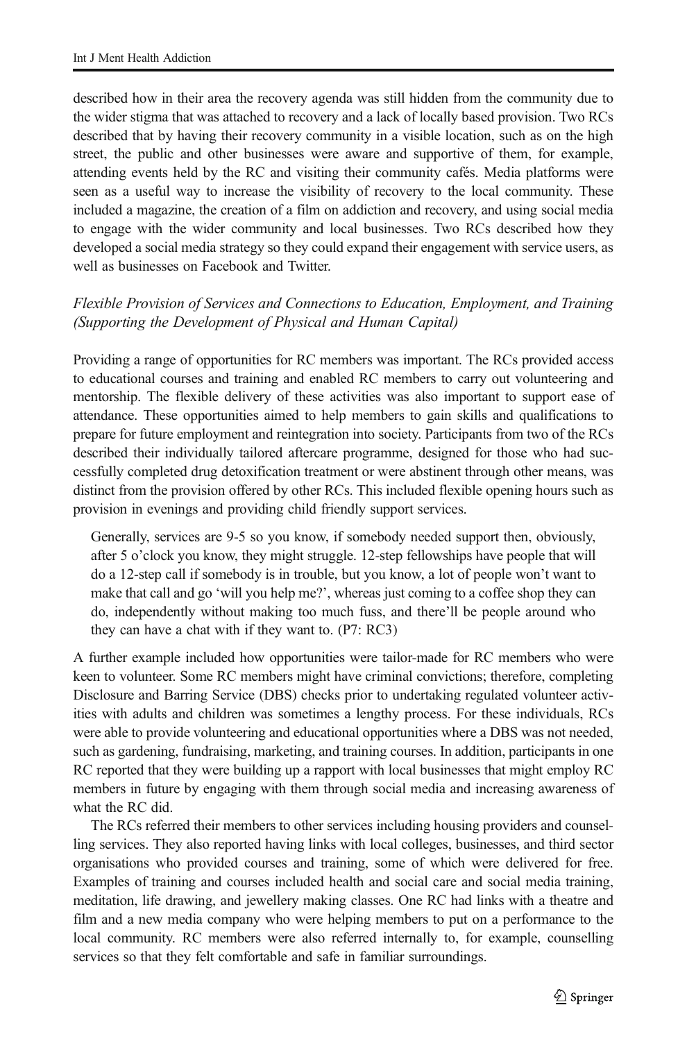described how in their area the recovery agenda was still hidden from the community due to the wider stigma that was attached to recovery and a lack of locally based provision. Two RCs described that by having their recovery community in a visible location, such as on the high street, the public and other businesses were aware and supportive of them, for example, attending events held by the RC and visiting their community cafés. Media platforms were seen as a useful way to increase the visibility of recovery to the local community. These included a magazine, the creation of a film on addiction and recovery, and using social media to engage with the wider community and local businesses. Two RCs described how they developed a social media strategy so they could expand their engagement with service users, as well as businesses on Facebook and Twitter.

### *Flexible Provision of Services and Connections to Education, Employment, and Training (Supporting the Development of Physical and Human Capital)*

Providing a range of opportunities for RC members was important. The RCs provided access to educational courses and training and enabled RC members to carry out volunteering and mentorship. The flexible delivery of these activities was also important to support ease of attendance. These opportunities aimed to help members to gain skills and qualifications to prepare for future employment and reintegration into society. Participants from two of the RCs described their individually tailored aftercare programme, designed for those who had successfully completed drug detoxification treatment or were abstinent through other means, was distinct from the provision offered by other RCs. This included flexible opening hours such as provision in evenings and providing child friendly support services.

> Generally, services are 9-5 so you know, if somebody needed support then, obviously, after 5 o'clock you know, they might struggle. 12-step fellowships have people that will do a 12-step call if somebody is in trouble, but you know, a lot of people won't want to make that call and go 'will you help me?', whereas just coming to a coffee shop they can do, independently without making too much fuss, and there'll be people around who they can have a chat with if they want to. (P7: RC3)

A further example included how opportunities were tailor-made for RC members who were keen to volunteer. Some RC members might have criminal convictions; therefore, completing Disclosure and Barring Service (DBS) checks prior to undertaking regulated volunteer activities with adults and children was sometimes a lengthy process. For these individuals, RCs were able to provide volunteering and educational opportunities where a DBS was not needed, such as gardening, fundraising, marketing, and training courses. In addition, participants in one RC reported that they were building up a rapport with local businesses that might employ RC members in future by engaging with them through social media and increasing awareness of what the RC did.

The RCs referred their members to other services including housing providers and counselling services. They also reported having links with local colleges, businesses, and third sector organisations who provided courses and training, some of which were delivered for free. Examples of training and courses included health and social care and social media training, meditation, life drawing, and jewellery making classes. One RC had links with a theatre and film and a new media company who were helping members to put on a performance to the local community. RC members were also referred internally to, for example, counselling services so that they felt comfortable and safe in familiar surroundings.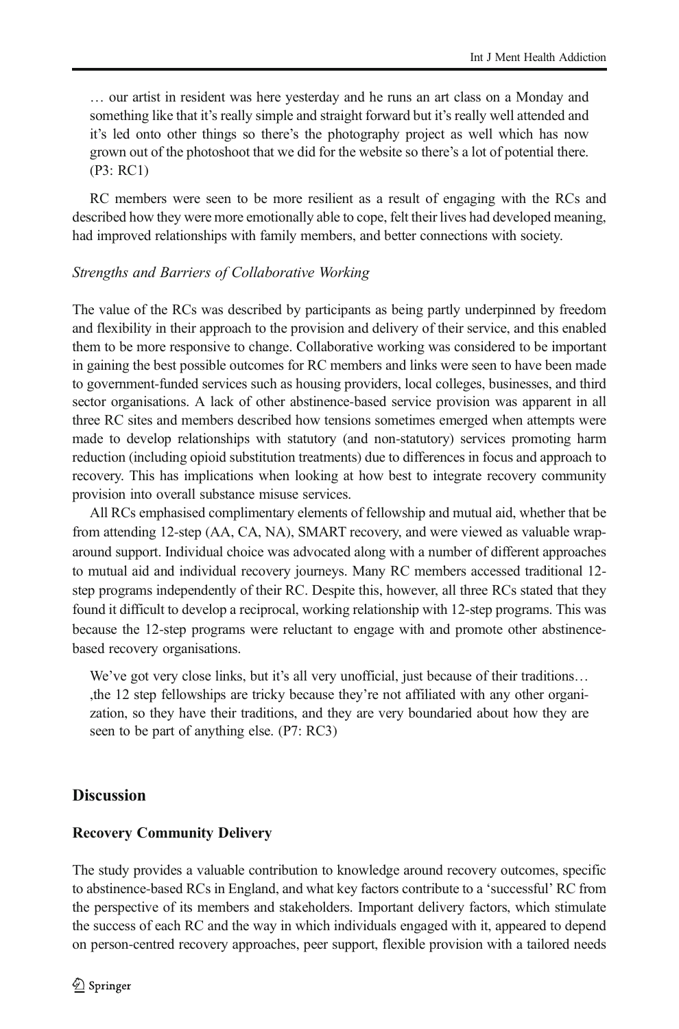… our artist in resident was here yesterday and he runs an art class on a Monday and something like that it's really simple and straight forward but it's really well attended and it's led onto other things so there's the photography project as well which has now grown out of the photoshoot that we did for the website so there's a lot of potential there. (P3: RC1)

RC members were seen to be more resilient as a result of engaging with the RCs and described how they were more emotionally able to cope, felt their lives had developed meaning, had improved relationships with family members, and better connections with society.

*Strengths and Barriers of Collaborative Working*

The value of the RCs was described by participants as being partly underpinned by freedom and flexibility in their approach to the provision and delivery of their service, and this enabled them to be more responsive to change. Collaborative working was considered to be important in gaining the best possible outcomes for RC members and links were seen to have been made to government-funded services such as housing providers, local colleges, businesses, and third sector organisations. A lack of other abstinence-based service provision was apparent in all three RC sites and members described how tensions sometimes emerged when attempts were made to develop relationships with statutory (and non-statutory) services promoting harm reduction (including opioid substitution treatments) due to differences in focus and approach to recovery. This has implications when looking at how best to integrate recovery community provision into overall substance misuse services.

All RCs emphasised complimentary elements of fellowship and mutual aid, whether that be from attending 12-step (AA, CA, NA), SMART recovery, and were viewed as valuable wrap-around support. Individual choice was advocated along with a number of different approaches to mutual aid and individual recovery journeys. Many RC members accessed traditional 12-step programs independently of their RC. Despite this, however, all three RCs stated that they found it difficult to develop a reciprocal, working relationship with 12-step programs. This was because the 12-step programs were reluctant to engage with and promote other abstinence-based recovery organisations.

We've got very close links, but it's all very unofficial, just because of their traditions… ,the 12 step fellowships are tricky because they're not affiliated with any other organization, so they have their traditions, and they are very boundaried about how they are seen to be part of anything else. (P7: RC3)

## Discussion

### Recovery Community Delivery

The study provides a valuable contribution to knowledge around recovery outcomes, specific to abstinence-based RCs in England, and what key factors contribute to a 'successful' RC from the perspective of its members and stakeholders. Important delivery factors, which stimulate the success of each RC and the way in which individuals engaged with it, appeared to depend on person-centred recovery approaches, peer support, flexible provision with a tailored needs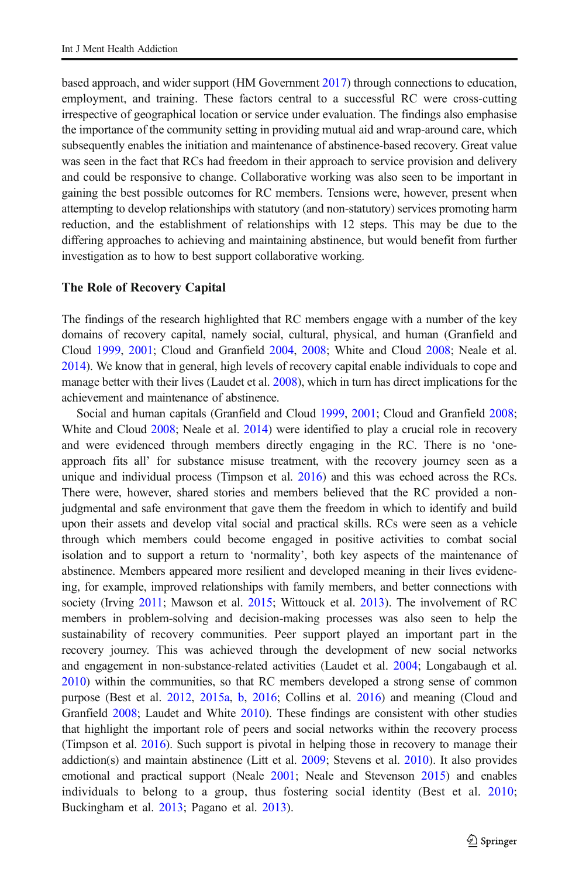based approach, and wider support (HM Government 2017) through connections to education, employment, and training. These factors central to a successful RC were cross-cutting irrespective of geographical location or service under evaluation. The findings also emphasise the importance of the community setting in providing mutual aid and wrap-around care, which subsequently enables the initiation and maintenance of abstinence-based recovery. Great value was seen in the fact that RCs had freedom in their approach to service provision and delivery and could be responsive to change. Collaborative working was also seen to be important in gaining the best possible outcomes for RC members. Tensions were, however, present when attempting to develop relationships with statutory (and non-statutory) services promoting harm reduction, and the establishment of relationships with 12 steps. This may be due to the differing approaches to achieving and maintaining abstinence, but would benefit from further investigation as to how to best support collaborative working.

### The Role of Recovery Capital

The findings of the research highlighted that RC members engage with a number of the key domains of recovery capital, namely social, cultural, physical, and human (Granfield and Cloud 1999, 2001; Cloud and Granfield 2004, 2008; White and Cloud 2008; Neale et al. 2014). We know that in general, high levels of recovery capital enable individuals to cope and manage better with their lives (Laudet et al. 2008), which in turn has direct implications for the achievement and maintenance of abstinence.

Social and human capitals (Granfield and Cloud 1999, 2001; Cloud and Granfield 2008; White and Cloud 2008; Neale et al. 2014) were identified to play a crucial role in recovery and were evidenced through members directly engaging in the RC. There is no 'one-approach fits all' for substance misuse treatment, with the recovery journey seen as a unique and individual process (Timpson et al. 2016) and this was echoed across the RCs. There were, however, shared stories and members believed that the RC provided a non-judgmental and safe environment that gave them the freedom in which to identify and build upon their assets and develop vital social and practical skills. RCs were seen as a vehicle through which members could become engaged in positive activities to combat social isolation and to support a return to 'normality', both key aspects of the maintenance of abstinence. Members appeared more resilient and developed meaning in their lives evidencing, for example, improved relationships with family members, and better connections with society (Irving 2011; Mawson et al. 2015; Wittouck et al. 2013). The involvement of RC members in problem-solving and decision-making processes was also seen to help the sustainability of recovery communities. Peer support played an important part in the recovery journey. This was achieved through the development of new social networks and engagement in non-substance-related activities (Laudet et al. 2004; Longabaugh et al. 2010) within the communities, so that RC members developed a strong sense of common purpose (Best et al. 2012, 2015a, b, 2016; Collins et al. 2016) and meaning (Cloud and Granfield 2008; Laudet and White 2010). These findings are consistent with other studies that highlight the important role of peers and social networks within the recovery process (Timpson et al. 2016). Such support is pivotal in helping those in recovery to manage their addiction(s) and maintain abstinence (Litt et al. 2009; Stevens et al. 2010). It also provides emotional and practical support (Neale 2001; Neale and Stevenson 2015) and enables individuals to belong to a group, thus fostering social identity (Best et al. 2010; Buckingham et al. 2013; Pagano et al. 2013).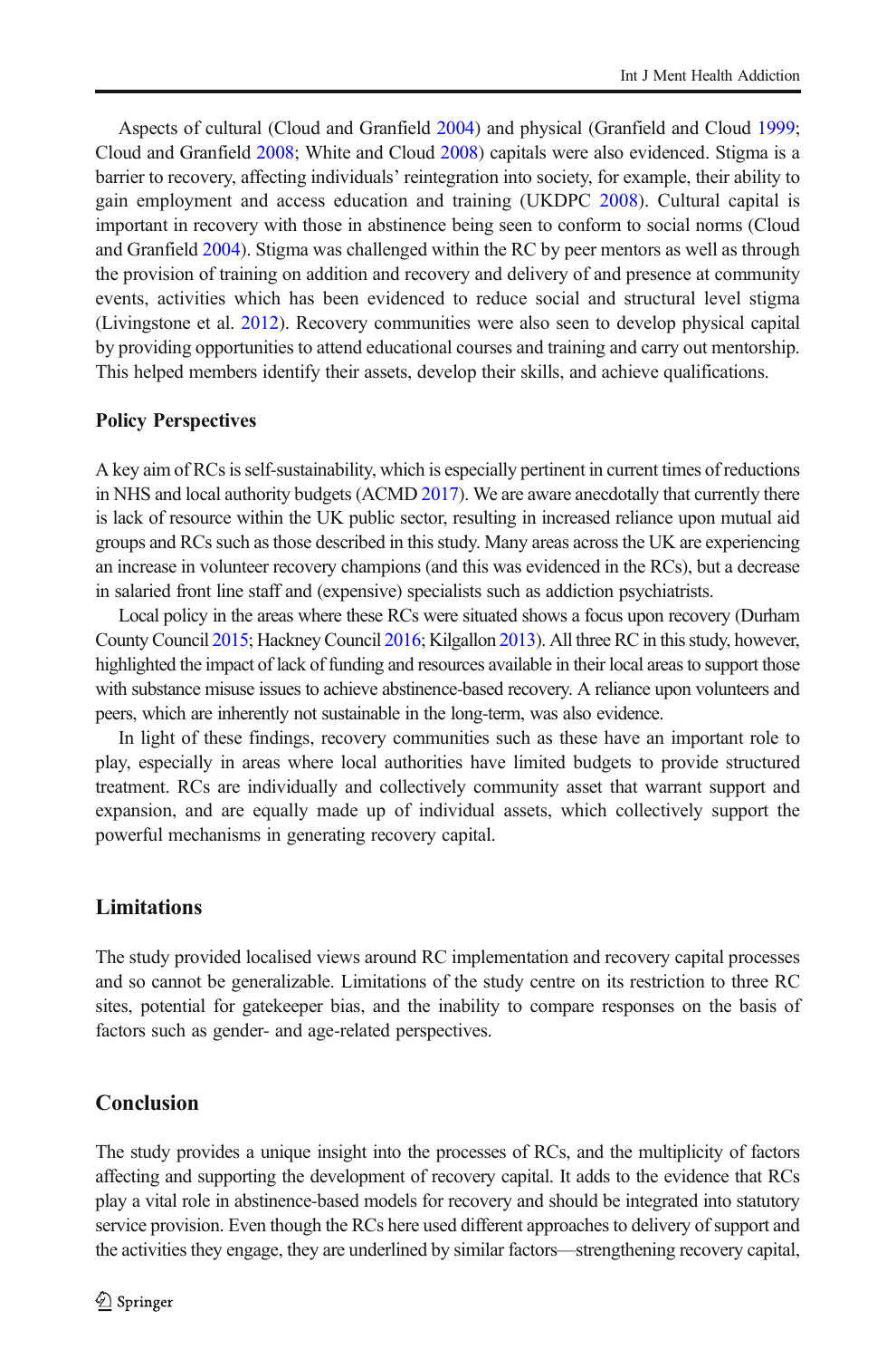Aspects of cultural (Cloud and Granfield 2004) and physical (Granfield and Cloud 1999; Cloud and Granfield 2008; White and Cloud 2008) capitals were also evidenced. Stigma is a barrier to recovery, affecting individuals' reintegration into society, for example, their ability to gain employment and access education and training (UKDPC 2008). Cultural capital is important in recovery with those in abstinence being seen to conform to social norms (Cloud and Granfield 2004). Stigma was challenged within the RC by peer mentors as well as through the provision of training on addition and recovery and delivery of and presence at community events, activities which has been evidenced to reduce social and structural level stigma (Livingstone et al. 2012). Recovery communities were also seen to develop physical capital by providing opportunities to attend educational courses and training and carry out mentorship. This helped members identify their assets, develop their skills, and achieve qualifications.

### Policy Perspectives

A key aim of RCs is self-sustainability, which is especially pertinent in current times of reductions in NHS and local authority budgets (ACMD 2017). We are aware anecdotally that currently there is lack of resource within the UK public sector, resulting in increased reliance upon mutual aid groups and RCs such as those described in this study. Many areas across the UK are experiencing an increase in volunteer recovery champions (and this was evidenced in the RCs), but a decrease in salaried front line staff and (expensive) specialists such as addiction psychiatrists.

Local policy in the areas where these RCs were situated shows a focus upon recovery (Durham County Council 2015; Hackney Council 2016; Kilgallon 2013). All three RC in this study, however, highlighted the impact of lack of funding and resources available in their local areas to support those with substance misuse issues to achieve abstinence-based recovery. A reliance upon volunteers and peers, which are inherently not sustainable in the long-term, was also evidence.

In light of these findings, recovery communities such as these have an important role to play, especially in areas where local authorities have limited budgets to provide structured treatment. RCs are individually and collectively community asset that warrant support and expansion, and are equally made up of individual assets, which collectively support the powerful mechanisms in generating recovery capital.

## Limitations

The study provided localised views around RC implementation and recovery capital processes and so cannot be generalizable. Limitations of the study centre on its restriction to three RC sites, potential for gatekeeper bias, and the inability to compare responses on the basis of factors such as gender- and age-related perspectives.

## Conclusion

The study provides a unique insight into the processes of RCs, and the multiplicity of factors affecting and supporting the development of recovery capital. It adds to the evidence that RCs play a vital role in abstinence-based models for recovery and should be integrated into statutory service provision. Even though the RCs here used different approaches to delivery of support and the activities they engage, they are underlined by similar factors—strengthening recovery capital,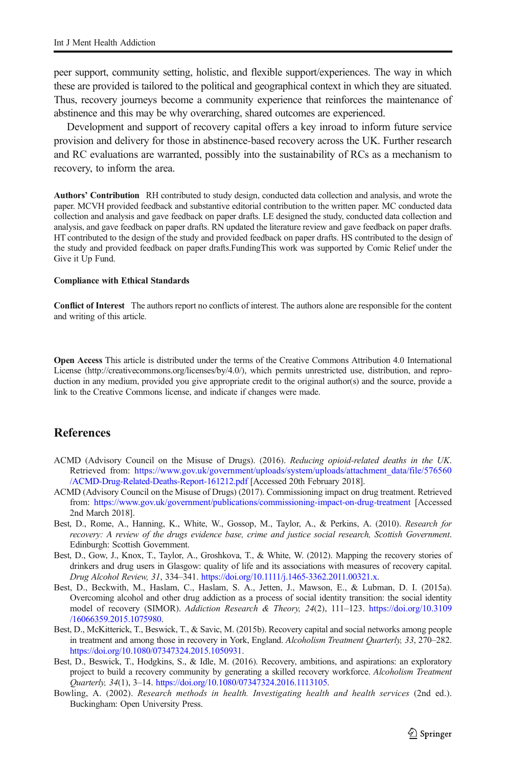peer support, community setting, holistic, and flexible support/experiences. The way in which these are provided is tailored to the political and geographical context in which they are situated. Thus, recovery journeys become a community experience that reinforces the maintenance of abstinence and this may be why overarching, shared outcomes are experienced.

Development and support of recovery capital offers a key inroad to inform future service provision and delivery for those in abstinence-based recovery across the UK. Further research and RC evaluations are warranted, possibly into the sustainability of RCs as a mechanism to recovery, to inform the area.

**Authors' Contribution** RH contributed to study design, conducted data collection and analysis, and wrote the paper. MCVH provided feedback and substantive editorial contribution to the written paper. MC conducted data collection and analysis and gave feedback on paper drafts. LE designed the study, conducted data collection and analysis, and gave feedback on paper drafts. RN updated the literature review and gave feedback on paper drafts. HT contributed to the design of the study and provided feedback on paper drafts. HS contributed to the design of the study and provided feedback on paper drafts.FundingThis work was supported by Comic Relief under the Give it Up Fund.

**Compliance with Ethical Standards**

**Conflict of Interest** The authors report no conflicts of interest. The authors alone are responsible for the content and writing of this article.

**Open Access** This article is distributed under the terms of the Creative Commons Attribution 4.0 International License (http://creativecommons.org/licenses/by/4.0/), which permits unrestricted use, distribution, and reproduction in any medium, provided you give appropriate credit to the original author(s) and the source, provide a link to the Creative Commons license, and indicate if changes were made.

## References

ACMD (Advisory Council on the Misuse of Drugs). (2016). *Reducing opioid-related deaths in the UK*. Retrieved from: https://www.gov.uk/government/uploads/system/uploads/attachment_data/file/576560/ACMD-Drug-Related-Deaths-Report-161212.pdf [Accessed 20th February 2018].

ACMD (Advisory Council on the Misuse of Drugs) (2017). Commissioning impact on drug treatment. Retrieved from: https://www.gov.uk/government/publications/commissioning-impact-on-drug-treatment [Accessed 2nd March 2018].

Best, D., Rome, A., Hanning, K., White, W., Gossop, M., Taylor, A., & Perkins, A. (2010). *Research for recovery: A review of the drugs evidence base, crime and justice social research, Scottish Government*. Edinburgh: Scottish Government.

Best, D., Gow, J., Knox, T., Taylor, A., Groshkova, T., & White, W. (2012). Mapping the recovery stories of drinkers and drug users in Glasgow: quality of life and its associations with measures of recovery capital. *Drug Alcohol Review, 31*, 334–341. https://doi.org/10.1111/j.1465-3362.2011.00321.x.

Best, D., Beckwith, M., Haslam, C., Haslam, S. A., Jetten, J., Mawson, E., & Lubman, D. I. (2015a). Overcoming alcohol and other drug addiction as a process of social identity transition: the social identity model of recovery (SIMOR). *Addiction Research & Theory, 24*(2), 111–123. https://doi.org/10.3109/16066359.2015.1075980.

Best, D., McKitterick, T., Beswick, T., & Savic, M. (2015b). Recovery capital and social networks among people in treatment and among those in recovery in York, England. *Alcoholism Treatment Quarterly, 33*, 270–282. https://doi.org/10.1080/07347324.2015.1050931.

Best, D., Beswick, T., Hodgkins, S., & Idle, M. (2016). Recovery, ambitions, and aspirations: an exploratory project to build a recovery community by generating a skilled recovery workforce. *Alcoholism Treatment Quarterly, 34*(1), 3–14. https://doi.org/10.1080/07347324.2016.1113105.

Bowling, A. (2002). *Research methods in health. Investigating health and health services* (2nd ed.). Buckingham: Open University Press.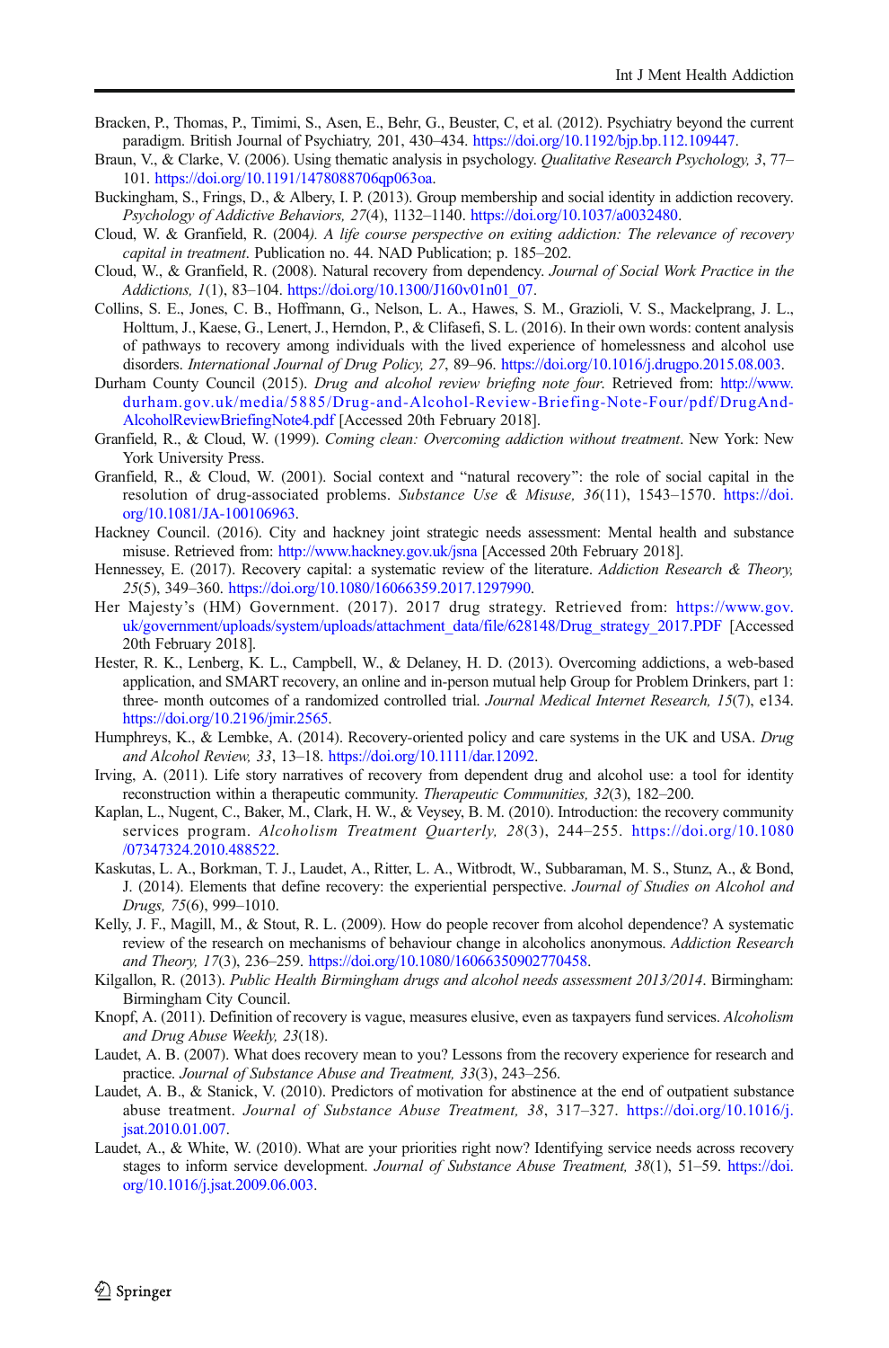Bracken, P., Thomas, P., Timimi, S., Asen, E., Behr, G., Beuster, C, et al. (2012). Psychiatry beyond the current paradigm. British Journal of Psychiatry, 201, 430–434. https://doi.org/10.1192/bjp.bp.112.109447.

Braun, V., & Clarke, V. (2006). Using thematic analysis in psychology. *Qualitative Research Psychology, 3*, 77–101. https://doi.org/10.1191/1478088706qp063oa.

Buckingham, S., Frings, D., & Albery, I. P. (2013). Group membership and social identity in addiction recovery. *Psychology of Addictive Behaviors, 27*(4), 1132–1140. https://doi.org/10.1037/a0032480.

Cloud, W. & Granfield, R. (2004*). A life course perspective on exiting addiction: The relevance of recovery capital in treatment*. Publication no. 44. NAD Publication; p. 185–202.

Cloud, W., & Granfield, R. (2008). Natural recovery from dependency. *Journal of Social Work Practice in the Addictions, 1*(1), 83–104. https://doi.org/10.1300/J160v01n01_07.

Collins, S. E., Jones, C. B., Hoffmann, G., Nelson, L. A., Hawes, S. M., Grazioli, V. S., Mackelprang, J. L., Holttum, J., Kaese, G., Lenert, J., Herndon, P., & Clifasefi, S. L. (2016). In their own words: content analysis of pathways to recovery among individuals with the lived experience of homelessness and alcohol use disorders. *International Journal of Drug Policy, 27*, 89–96. https://doi.org/10.1016/j.drugpo.2015.08.003.

Durham County Council (2015). *Drug and alcohol review briefing note four*. Retrieved from: http://www.durham.gov.uk/media/5885/Drug-and-Alcohol-Review-Briefing-Note-Four/pdf/DrugAnd-AlcoholReviewBriefingNote4.pdf [Accessed 20th February 2018].

Granfield, R., & Cloud, W. (1999). *Coming clean: Overcoming addiction without treatment*. New York: New York University Press.

Granfield, R., & Cloud, W. (2001). Social context and "natural recovery": the role of social capital in the resolution of drug-associated problems. *Substance Use & Misuse, 36*(11), 1543–1570. https://doi.org/10.1081/JA-100106963.

Hackney Council. (2016). City and hackney joint strategic needs assessment: Mental health and substance misuse. Retrieved from: http://www.hackney.gov.uk/jsna [Accessed 20th February 2018].

Hennessey, E. (2017). Recovery capital: a systematic review of the literature. *Addiction Research & Theory, 25*(5), 349–360. https://doi.org/10.1080/16066359.2017.1297990.

Her Majesty's (HM) Government. (2017). 2017 drug strategy. Retrieved from: https://www.gov.uk/government/uploads/system/uploads/attachment_data/file/628148/Drug_strategy_2017.PDF [Accessed 20th February 2018].

Hester, R. K., Lenberg, K. L., Campbell, W., & Delaney, H. D. (2013). Overcoming addictions, a web-based application, and SMART recovery, an online and in-person mutual help Group for Problem Drinkers, part 1: three- month outcomes of a randomized controlled trial. *Journal Medical Internet Research, 15*(7), e134. https://doi.org/10.2196/jmir.2565.

Humphreys, K., & Lembke, A. (2014). Recovery-oriented policy and care systems in the UK and USA. *Drug and Alcohol Review, 33*, 13–18. https://doi.org/10.1111/dar.12092.

Irving, A. (2011). Life story narratives of recovery from dependent drug and alcohol use: a tool for identity reconstruction within a therapeutic community. *Therapeutic Communities, 32*(3), 182–200.

Kaplan, L., Nugent, C., Baker, M., Clark, H. W., & Veysey, B. M. (2010). Introduction: the recovery community services program. *Alcoholism Treatment Quarterly, 28*(3), 244–255. https://doi.org/10.1080/07347324.2010.488522.

Kaskutas, L. A., Borkman, T. J., Laudet, A., Ritter, L. A., Witbrodt, W., Subbaraman, M. S., Stunz, A., & Bond, J. (2014). Elements that define recovery: the experiential perspective. *Journal of Studies on Alcohol and Drugs, 75*(6), 999–1010.

Kelly, J. F., Magill, M., & Stout, R. L. (2009). How do people recover from alcohol dependence? A systematic review of the research on mechanisms of behaviour change in alcoholics anonymous. *Addiction Research and Theory, 17*(3), 236–259. https://doi.org/10.1080/16066350902770458.

Kilgallon, R. (2013). *Public Health Birmingham drugs and alcohol needs assessment 2013/2014*. Birmingham: Birmingham City Council.

Knopf, A. (2011). Definition of recovery is vague, measures elusive, even as taxpayers fund services. *Alcoholism and Drug Abuse Weekly, 23*(18).

Laudet, A. B. (2007). What does recovery mean to you? Lessons from the recovery experience for research and practice. *Journal of Substance Abuse and Treatment, 33*(3), 243–256.

Laudet, A. B., & Stanick, V. (2010). Predictors of motivation for abstinence at the end of outpatient substance abuse treatment. *Journal of Substance Abuse Treatment, 38*, 317–327. https://doi.org/10.1016/j.jsat.2010.01.007.

Laudet, A., & White, W. (2010). What are your priorities right now? Identifying service needs across recovery stages to inform service development. *Journal of Substance Abuse Treatment, 38*(1), 51–59. https://doi.org/10.1016/j.jsat.2009.06.003.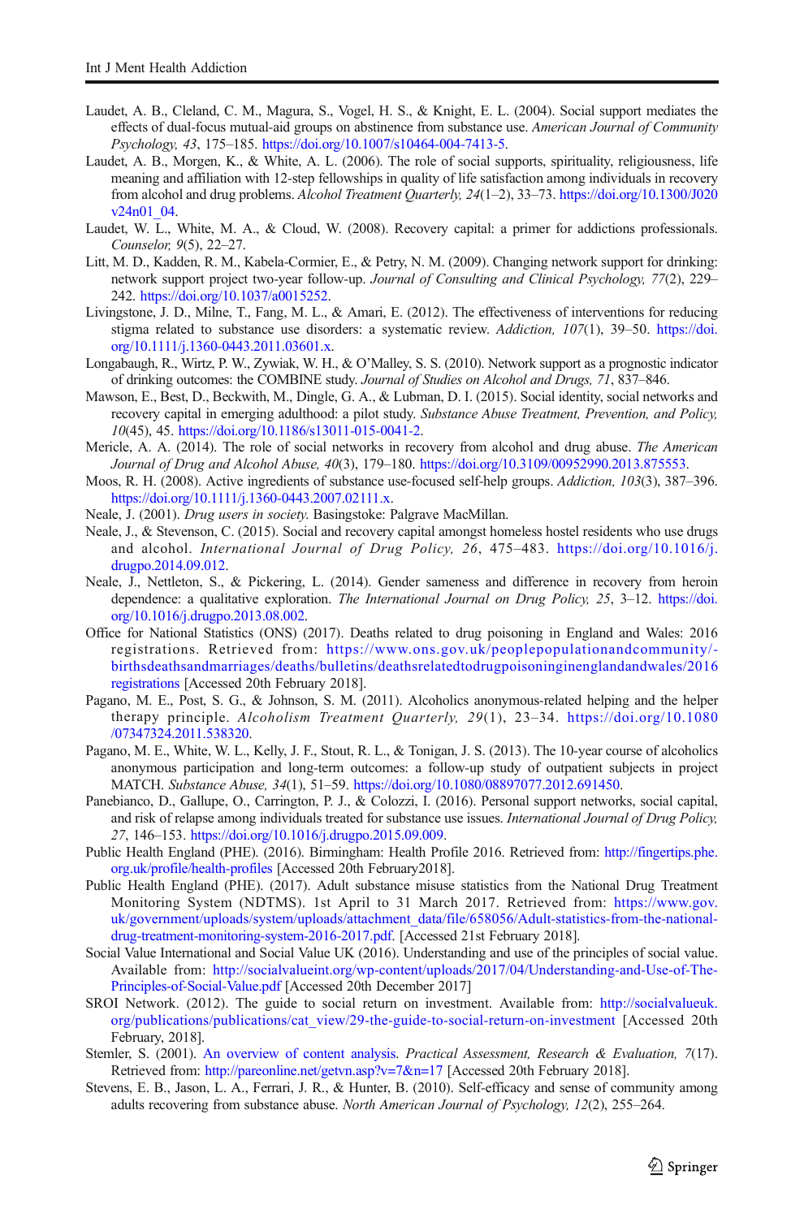Laudet, A. B., Cleland, C. M., Magura, S., Vogel, H. S., & Knight, E. L. (2004). Social support mediates the effects of dual-focus mutual-aid groups on abstinence from substance use. *American Journal of Community Psychology, 43*, 175–185. https://doi.org/10.1007/s10464-004-7413-5.

Laudet, A. B., Morgen, K., & White, A. L. (2006). The role of social supports, spirituality, religiousness, life meaning and affiliation with 12-step fellowships in quality of life satisfaction among individuals in recovery from alcohol and drug problems. *Alcohol Treatment Quarterly, 24*(1–2), 33–73. https://doi.org/10.1300/J020v24n01_04.

Laudet, W. L., White, M. A., & Cloud, W. (2008). Recovery capital: a primer for addictions professionals. *Counselor, 9*(5), 22–27.

Litt, M. D., Kadden, R. M., Kabela-Cormier, E., & Petry, N. M. (2009). Changing network support for drinking: network support project two-year follow-up. *Journal of Consulting and Clinical Psychology, 77*(2), 229–242. https://doi.org/10.1037/a0015252.

Livingstone, J. D., Milne, T., Fang, M. L., & Amari, E. (2012). The effectiveness of interventions for reducing stigma related to substance use disorders: a systematic review. *Addiction, 107*(1), 39–50. https://doi.org/10.1111/j.1360-0443.2011.03601.x.

Longabaugh, R., Wirtz, P. W., Zywiak, W. H., & O'Malley, S. S. (2010). Network support as a prognostic indicator of drinking outcomes: the COMBINE study. *Journal of Studies on Alcohol and Drugs, 71*, 837–846.

Mawson, E., Best, D., Beckwith, M., Dingle, G. A., & Lubman, D. I. (2015). Social identity, social networks and recovery capital in emerging adulthood: a pilot study. *Substance Abuse Treatment, Prevention, and Policy, 10*(45), 45. https://doi.org/10.1186/s13011-015-0041-2.

Mericle, A. A. (2014). The role of social networks in recovery from alcohol and drug abuse. *The American Journal of Drug and Alcohol Abuse, 40*(3), 179–180. https://doi.org/10.3109/00952990.2013.875553.

Moos, R. H. (2008). Active ingredients of substance use-focused self-help groups. *Addiction, 103*(3), 387–396. https://doi.org/10.1111/j.1360-0443.2007.02111.x.

Neale, J. (2001). *Drug users in society.* Basingstoke: Palgrave MacMillan.

Neale, J., & Stevenson, C. (2015). Social and recovery capital amongst homeless hostel residents who use drugs and alcohol. *International Journal of Drug Policy, 26*, 475–483. https://doi.org/10.1016/j.drugpo.2014.09.012.

Neale, J., Nettleton, S., & Pickering, L. (2014). Gender sameness and difference in recovery from heroin dependence: a qualitative exploration. *The International Journal on Drug Policy, 25*, 3–12. https://doi.org/10.1016/j.drugpo.2013.08.002.

Office for National Statistics (ONS) (2017). Deaths related to drug poisoning in England and Wales: 2016 registrations. Retrieved from: https://www.ons.gov.uk/peoplepopulationandcommunity/birthsdeathsandmarriages/deaths/bulletins/deathsrelatedtodrugpoisoninginenglandandwales/2016registrations [Accessed 20th February 2018].

Pagano, M. E., Post, S. G., & Johnson, S. M. (2011). Alcoholics anonymous-related helping and the helper therapy principle. *Alcoholism Treatment Quarterly, 29*(1), 23–34. https://doi.org/10.1080/07347324.2011.538320.

Pagano, M. E., White, W. L., Kelly, J. F., Stout, R. L., & Tonigan, J. S. (2013). The 10-year course of alcoholics anonymous participation and long-term outcomes: a follow-up study of outpatient subjects in project MATCH. *Substance Abuse, 34*(1), 51–59. https://doi.org/10.1080/08897077.2012.691450.

Panebianco, D., Gallupe, O., Carrington, P. J., & Colozzi, I. (2016). Personal support networks, social capital, and risk of relapse among individuals treated for substance use issues. *International Journal of Drug Policy, 27*, 146–153. https://doi.org/10.1016/j.drugpo.2015.09.009.

Public Health England (PHE). (2016). Birmingham: Health Profile 2016. Retrieved from: http://fingertips.phe.org.uk/profile/health-profiles [Accessed 20th February2018].

Public Health England (PHE). (2017). Adult substance misuse statistics from the National Drug Treatment Monitoring System (NDTMS). 1st April to 31 March 2017. Retrieved from: https://www.gov.uk/government/uploads/system/uploads/attachment_data/file/658056/Adult-statistics-from-the-national-drug-treatment-monitoring-system-2016-2017.pdf. [Accessed 21st February 2018].

Social Value International and Social Value UK (2016). Understanding and use of the principles of social value. Available from: http://socialvalueint.org/wp-content/uploads/2017/04/Understanding-and-Use-of-The-Principles-of-Social-Value.pdf [Accessed 20th December 2017]

SROI Network. (2012). The guide to social return on investment. Available from: http://socialvalueuk.org/publications/publications/cat_view/29-the-guide-to-social-return-on-investment [Accessed 20th February, 2018].

Stemler, S. (2001). An overview of content analysis. *Practical Assessment, Research & Evaluation, 7*(17). Retrieved from: http://pareonline.net/getvn.asp?v=7&n=17 [Accessed 20th February 2018].

Stevens, E. B., Jason, L. A., Ferrari, J. R., & Hunter, B. (2010). Self-efficacy and sense of community among adults recovering from substance abuse. *North American Journal of Psychology, 12*(2), 255–264.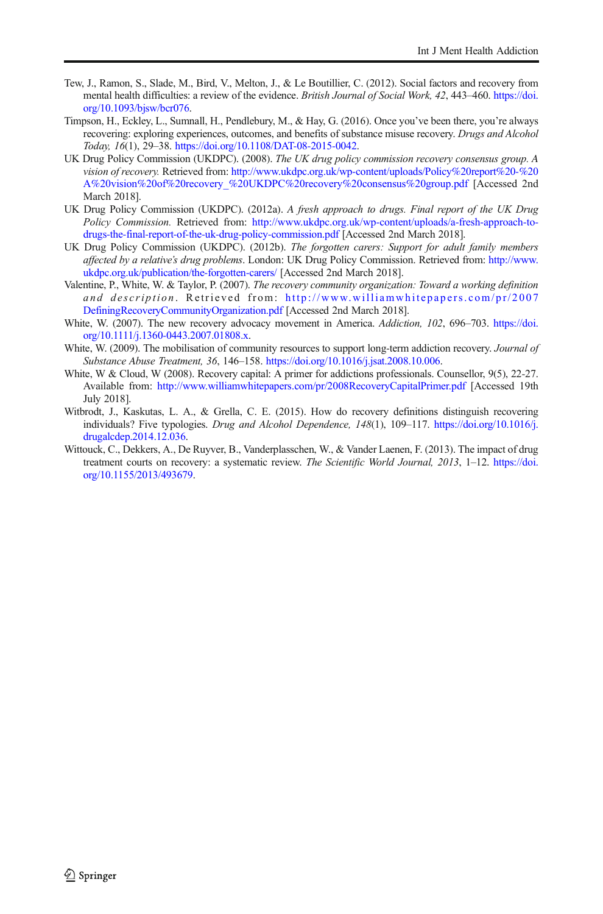Tew, J., Ramon, S., Slade, M., Bird, V., Melton, J., & Le Boutillier, C. (2012). Social factors and recovery from mental health difficulties: a review of the evidence. *British Journal of Social Work, 42*, 443–460. https://doi.org/10.1093/bjsw/bcr076.

Timpson, H., Eckley, L., Sumnall, H., Pendlebury, M., & Hay, G. (2016). Once you've been there, you're always recovering: exploring experiences, outcomes, and benefits of substance misuse recovery. *Drugs and Alcohol Today, 16*(1), 29–38. https://doi.org/10.1108/DAT-08-2015-0042.

UK Drug Policy Commission (UKDPC). (2008). *The UK drug policy commission recovery consensus group. A vision of recovery.* Retrieved from: http://www.ukdpc.org.uk/wp-content/uploads/Policy%20report%20-%20A%20vision%20of%20recovery_%20UKDPC%20recovery%20consensus%20group.pdf [Accessed 2nd March 2018].

UK Drug Policy Commission (UKDPC). (2012a). *A fresh approach to drugs. Final report of the UK Drug Policy Commission.* Retrieved from: http://www.ukdpc.org.uk/wp-content/uploads/a-fresh-approach-to-drugs-the-final-report-of-the-uk-drug-policy-commission.pdf [Accessed 2nd March 2018].

UK Drug Policy Commission (UKDPC). (2012b). *The forgotten carers: Support for adult family members affected by a relative's drug problems*. London: UK Drug Policy Commission. Retrieved from: http://www.ukdpc.org.uk/publication/the-forgotten-carers/ [Accessed 2nd March 2018].

Valentine, P., White, W. & Taylor, P. (2007). *The recovery community organization: Toward a working definition and description*. Retrieved from: http://www.williamwhitepapers.com/pr/2007DefiningRecoveryCommunityOrganization.pdf [Accessed 2nd March 2018].

White, W. (2007). The new recovery advocacy movement in America. *Addiction, 102*, 696–703. https://doi.org/10.1111/j.1360-0443.2007.01808.x.

White, W. (2009). The mobilisation of community resources to support long-term addiction recovery. *Journal of Substance Abuse Treatment, 36*, 146–158. https://doi.org/10.1016/j.jsat.2008.10.006.

White, W & Cloud, W (2008). Recovery capital: A primer for addictions professionals. Counsellor, 9(5), 22-27. Available from: http://www.williamwhitepapers.com/pr/2008RecoveryCapitalPrimer.pdf [Accessed 19th July 2018].

Witbrodt, J., Kaskutas, L. A., & Grella, C. E. (2015). How do recovery definitions distinguish recovering individuals? Five typologies. *Drug and Alcohol Dependence, 148*(1), 109–117. https://doi.org/10.1016/j.drugalcdep.2014.12.036.

Wittouck, C., Dekkers, A., De Ruyver, B., Vanderplasschen, W., & Vander Laenen, F. (2013). The impact of drug treatment courts on recovery: a systematic review. *The Scientific World Journal, 2013*, 1–12. https://doi.org/10.1155/2013/493679.